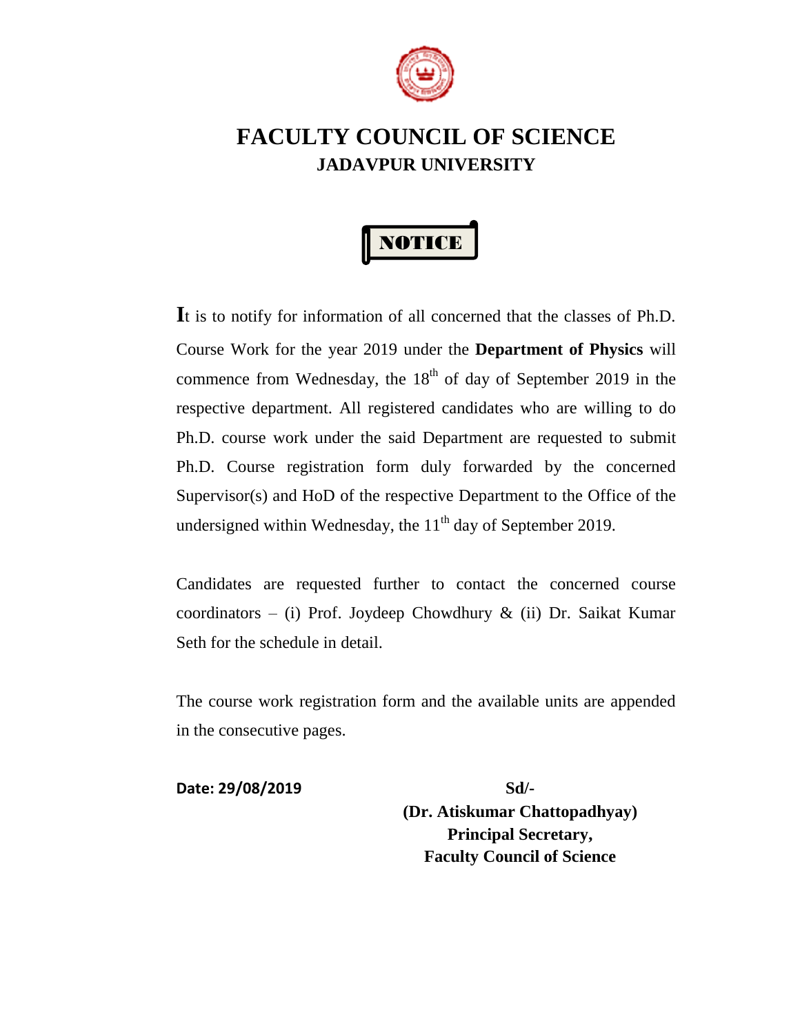# FACULTY COUNCIL OF SCIENCE

## JADAVPUR UNIVERSITY

### NOTICE

It is to notify for information of all concerned that the classes of Ph.D. Course Work for the year 2019 under the **Department of Physics** will commence from Wednesday, the 18th of day of September 2019 in the respective department. All registered candidates who are willing to do Ph.D. course work under the said Department are requested to submit Ph.D. Course registration form duly forwarded by the concerned Supervisor(s) and HoD of the respective Department to the Office of the undersigned within Wednesday, the 11th day of September 2019.

Candidates are requested further to contact the concerned course coordinators – (i) Prof. Joydeep Chowdhury & (ii) Dr. Saikat Kumar Seth for the schedule in detail.

The course work registration form and the available units are appended in the consecutive pages.

**Date: 29/08/2019**

**Sd/-**
**(Dr. Atiskumar Chattopadhyay)**
**Principal Secretary,**
**Faculty Council of Science**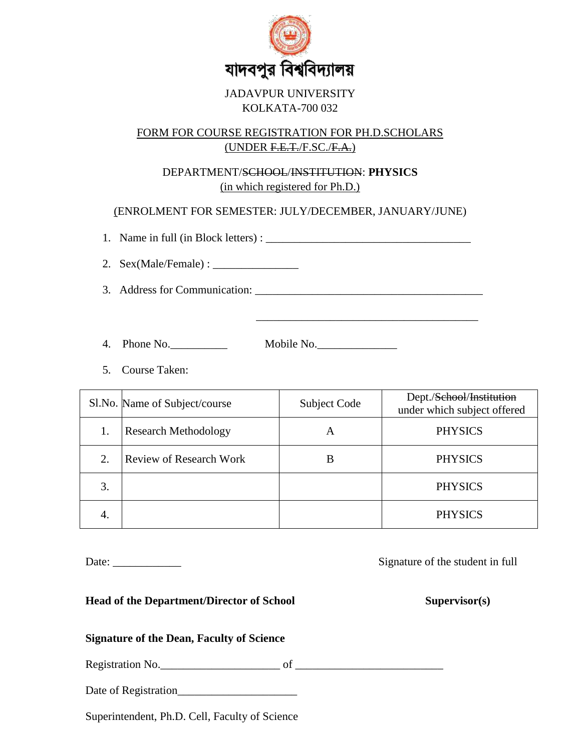যাদবপুর বিশ্ববিদ্যালয়

JADAVPUR UNIVERSITY
KOLKATA-700 032

FORM FOR COURSE REGISTRATION FOR PH.D.SCHOLARS
(UNDER ~~F.E.T.~~/F.SC./~~F.A.~~)

DEPARTMENT/~~SCHOOL~~/~~INSTITUTION~~: **PHYSICS**
(in which registered for Ph.D.)

(ENROLMENT FOR SEMESTER: JULY/DECEMBER, JANUARY/JUNE)

1. Name in full (in Block letters) : ____________________________________

2. Sex(Male/Female) : _______________

3. Address for Communication: ________________________________________

   ________________________________________

4. Phone No.__________ Mobile No.______________

5. Course Taken:

| Sl.No. | Name of Subject/course | Subject Code | Dept./~~School~~/~~Institution~~ under which subject offered |
|---|---|---|---|
| 1. | Research Methodology | A | PHYSICS |
| 2. | Review of Research Work | B | PHYSICS |
| 3. | | | PHYSICS |
| 4. | | | PHYSICS |

Date: ____________ Signature of the student in full

**Head of the Department/Director of School** **Supervisor(s)**

**Signature of the Dean, Faculty of Science**

Registration No._____________________ of __________________________

Date of Registration_____________________

Superintendent, Ph.D. Cell, Faculty of Science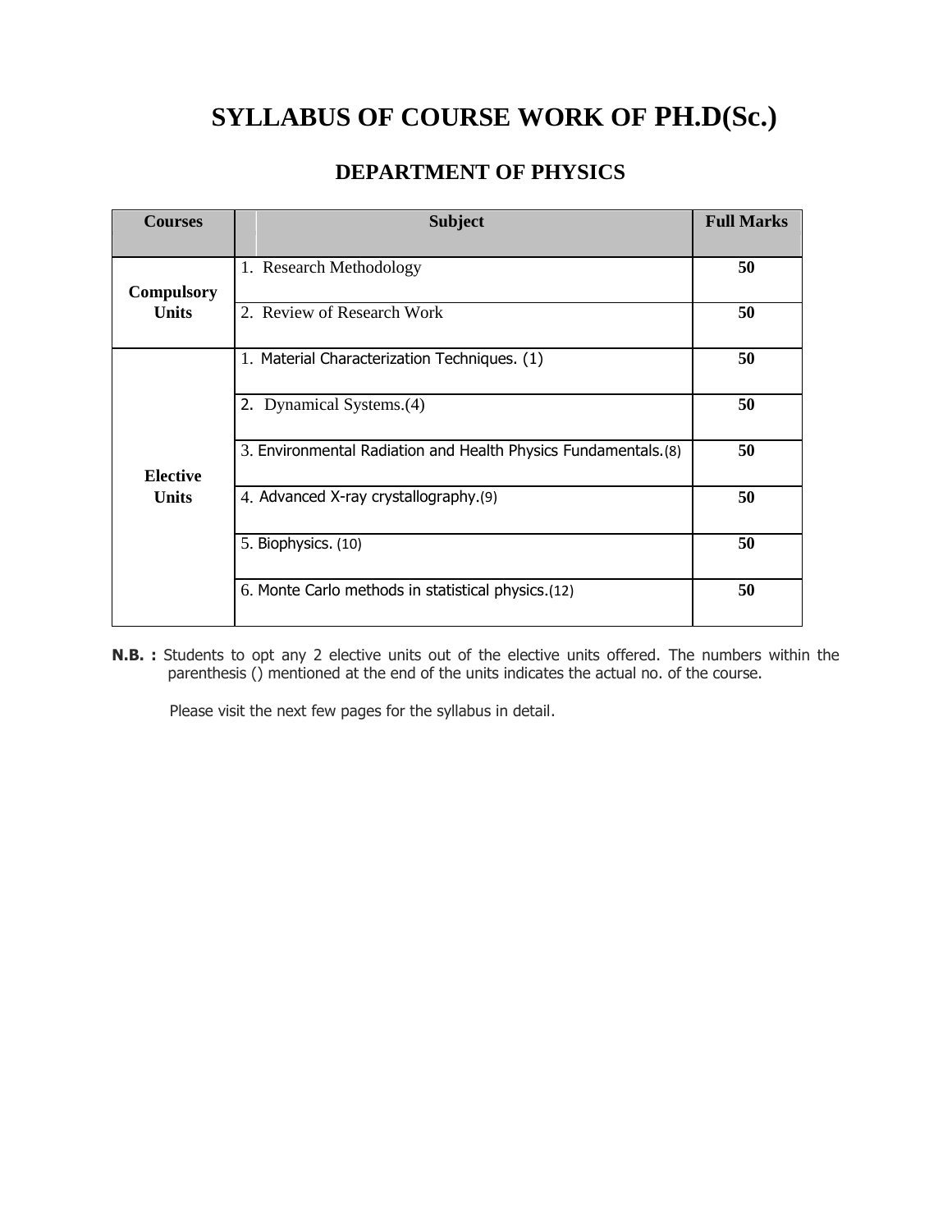# SYLLABUS OF COURSE WORK OF PH.D(Sc.)

## DEPARTMENT OF PHYSICS

| Courses | Subject | Full Marks |
|---|---|---|
| Compulsory Units | 1. Research Methodology | **50** |
| | 2. Review of Research Work | **50** |
| Elective Units | 1. Material Characterization Techniques. (1) | **50** |
| | 2. Dynamical Systems.(4) | **50** |
| | 3. Environmental Radiation and Health Physics Fundamentals.(8) | **50** |
| | 4. Advanced X-ray crystallography.(9) | **50** |
| | 5. Biophysics. (10) | **50** |
| | 6. Monte Carlo methods in statistical physics.(12) | **50** |

**N.B. :** Students to opt any 2 elective units out of the elective units offered. The numbers within the parenthesis () mentioned at the end of the units indicates the actual no. of the course.

Please visit the next few pages for the syllabus in detail.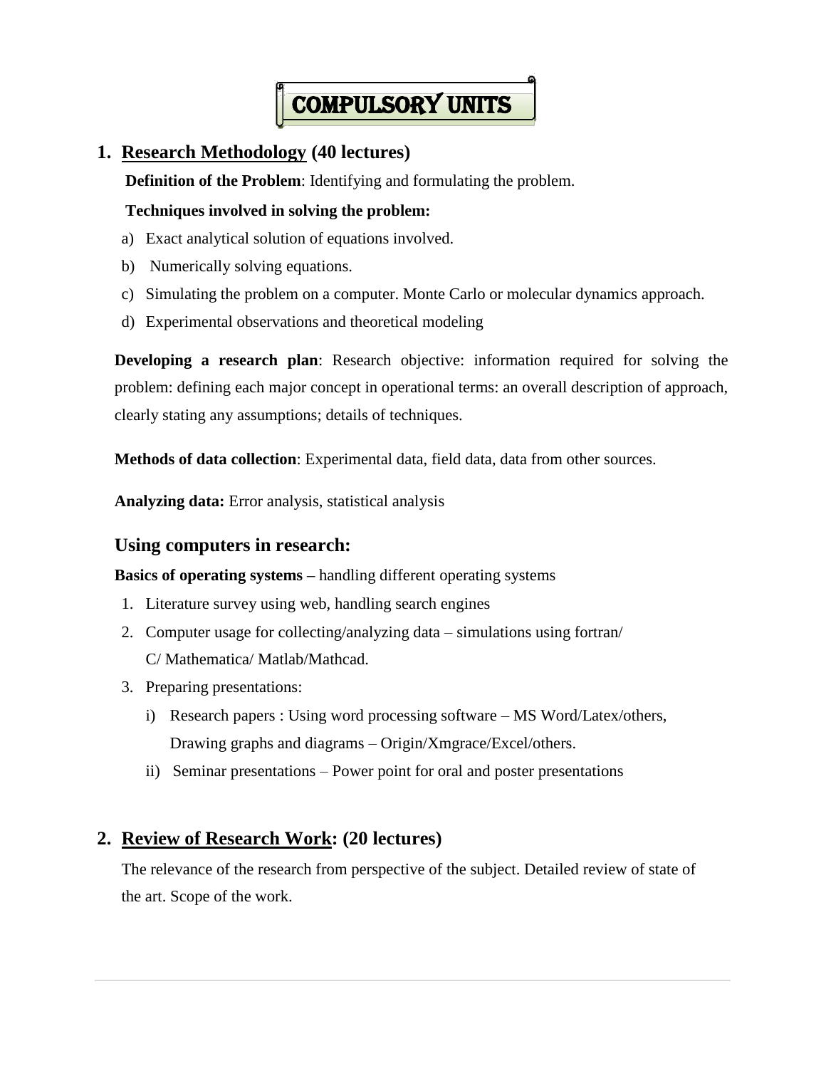# COMPULSORY UNITS

## 1. Research Methodology (40 lectures)

**Definition of the Problem**: Identifying and formulating the problem.

**Techniques involved in solving the problem:**

a) Exact analytical solution of equations involved.
b) Numerically solving equations.
c) Simulating the problem on a computer. Monte Carlo or molecular dynamics approach.
d) Experimental observations and theoretical modeling

**Developing a research plan**: Research objective: information required for solving the problem: defining each major concept in operational terms: an overall description of approach, clearly stating any assumptions; details of techniques.

**Methods of data collection**: Experimental data, field data, data from other sources.

**Analyzing data:** Error analysis, statistical analysis

### Using computers in research:

**Basics of operating systems –** handling different operating systems

1. Literature survey using web, handling search engines
2. Computer usage for collecting/analyzing data – simulations using fortran/ C/ Mathematica/ Matlab/Mathcad.
3. Preparing presentations:
   i) Research papers : Using word processing software – MS Word/Latex/others, Drawing graphs and diagrams – Origin/Xmgrace/Excel/others.
   ii) Seminar presentations – Power point for oral and poster presentations

## 2. Review of Research Work: (20 lectures)

The relevance of the research from perspective of the subject. Detailed review of state of the art. Scope of the work.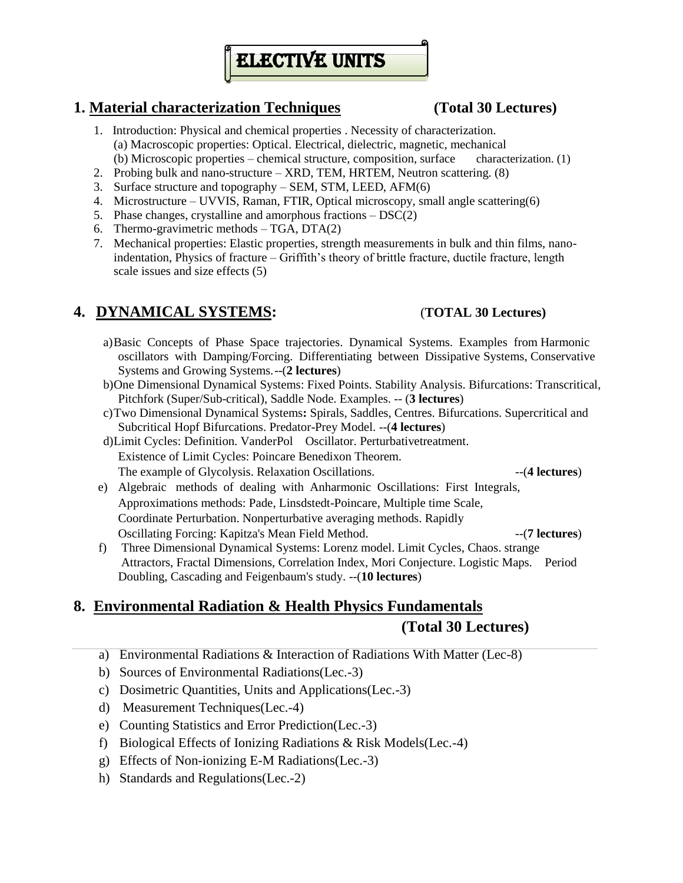# ELECTIVE UNITS

## 1. Material characterization Techniques (Total 30 Lectures)

1. Introduction: Physical and chemical properties . Necessity of characterization.
   (a) Macroscopic properties: Optical. Electrical, dielectric, magnetic, mechanical
   (b) Microscopic properties – chemical structure, composition, surface characterization. (1)
2. Probing bulk and nano-structure – XRD, TEM, HRTEM, Neutron scattering. (8)
3. Surface structure and topography – SEM, STM, LEED, AFM(6)
4. Microstructure – UVVIS, Raman, FTIR, Optical microscopy, small angle scattering(6)
5. Phase changes, crystalline and amorphous fractions – DSC(2)
6. Thermo-gravimetric methods – TGA, DTA(2)
7. Mechanical properties: Elastic properties, strength measurements in bulk and thin films, nano-indentation, Physics of fracture – Griffith's theory of brittle fracture, ductile fracture, length scale issues and size effects (5)

## 4. DYNAMICAL SYSTEMS: (TOTAL 30 Lectures)

a) Basic Concepts of Phase Space trajectories. Dynamical Systems. Examples from Harmonic oscillators with Damping/Forcing. Differentiating between Dissipative Systems, Conservative Systems and Growing Systems.--(**2 lectures**)

b) One Dimensional Dynamical Systems: Fixed Points. Stability Analysis. Bifurcations: Transcritical, Pitchfork (Super/Sub-critical), Saddle Node. Examples. -- (**3 lectures**)

c) Two Dimensional Dynamical Systems**:** Spirals, Saddles, Centres. Bifurcations. Supercritical and Subcritical Hopf Bifurcations. Predator-Prey Model. --(**4 lectures**)

d) Limit Cycles: Definition. VanderPol Oscillator. Perturbativetreatment. Existence of Limit Cycles: Poincare Benedixon Theorem. The example of Glycolysis. Relaxation Oscillations. --(**4 lectures**)

e) Algebraic methods of dealing with Anharmonic Oscillations: First Integrals, Approximations methods: Pade, Linsdstedt-Poincare, Multiple time Scale, Coordinate Perturbation. Nonperturbative averaging methods. Rapidly Oscillating Forcing: Kapitza's Mean Field Method. --(**7 lectures**)

f) Three Dimensional Dynamical Systems: Lorenz model. Limit Cycles, Chaos. strange Attractors, Fractal Dimensions, Correlation Index, Mori Conjecture. Logistic Maps. Period Doubling, Cascading and Feigenbaum's study. --(**10 lectures**)

## 8. Environmental Radiation & Health Physics Fundamentals (Total 30 Lectures)

a) Environmental Radiations & Interaction of Radiations With Matter (Lec-8)
b) Sources of Environmental Radiations(Lec.-3)
c) Dosimetric Quantities, Units and Applications(Lec.-3)
d) Measurement Techniques(Lec.-4)
e) Counting Statistics and Error Prediction(Lec.-3)
f) Biological Effects of Ionizing Radiations & Risk Models(Lec.-4)
g) Effects of Non-ionizing E-M Radiations(Lec.-3)
h) Standards and Regulations(Lec.-2)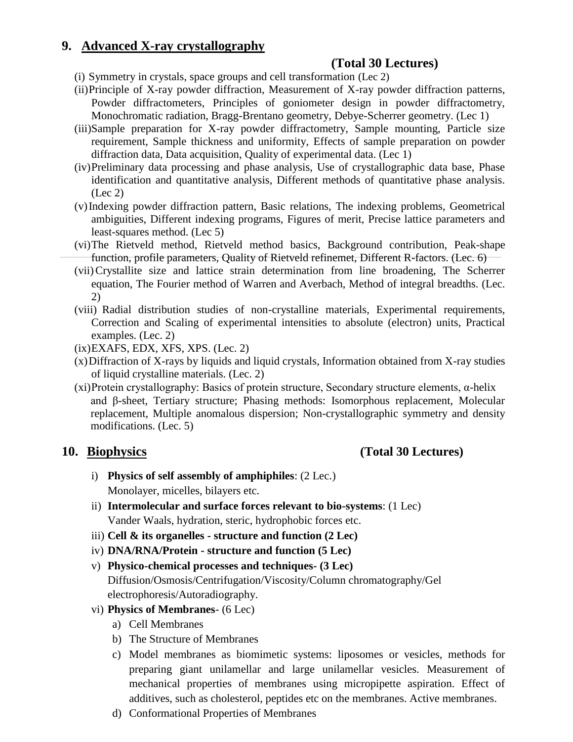## 9. Advanced X-ray crystallography

**(Total 30 Lectures)**

(i) Symmetry in crystals, space groups and cell transformation (Lec 2)

(ii) Principle of X-ray powder diffraction, Measurement of X-ray powder diffraction patterns, Powder diffractometers, Principles of goniometer design in powder diffractometry, Monochromatic radiation, Bragg-Brentano geometry, Debye-Scherrer geometry. (Lec 1)

(iii) Sample preparation for X-ray powder diffractometry, Sample mounting, Particle size requirement, Sample thickness and uniformity, Effects of sample preparation on powder diffraction data, Data acquisition, Quality of experimental data. (Lec 1)

(iv) Preliminary data processing and phase analysis, Use of crystallographic data base, Phase identification and quantitative analysis, Different methods of quantitative phase analysis. (Lec 2)

(v) Indexing powder diffraction pattern, Basic relations, The indexing problems, Geometrical ambiguities, Different indexing programs, Figures of merit, Precise lattice parameters and least-squares method. (Lec 5)

(vi) The Rietveld method, Rietveld method basics, Background contribution, Peak-shape function, profile parameters, Quality of Rietveld refinemet, Different R-factors. (Lec. 6)

(vii) Crystallite size and lattice strain determination from line broadening, The Scherrer equation, The Fourier method of Warren and Averbach, Method of integral breadths. (Lec. 2)

(viii) Radial distribution studies of non-crystalline materials, Experimental requirements, Correction and Scaling of experimental intensities to absolute (electron) units, Practical examples. (Lec. 2)

(ix) EXAFS, EDX, XFS, XPS. (Lec. 2)

(x) Diffraction of X-rays by liquids and liquid crystals, Information obtained from X-ray studies of liquid crystalline materials. (Lec. 2)

(xi) Protein crystallography: Basics of protein structure, Secondary structure elements, α-helix and β-sheet, Tertiary structure; Phasing methods: Isomorphous replacement, Molecular replacement, Multiple anomalous dispersion; Non-crystallographic symmetry and density modifications. (Lec. 5)

## 10. Biophysics **(Total 30 Lectures)**

i) **Physics of self assembly of amphiphiles**: (2 Lec.)
   Monolayer, micelles, bilayers etc.

ii) **Intermolecular and surface forces relevant to bio-systems**: (1 Lec)
   Vander Waals, hydration, steric, hydrophobic forces etc.

iii) **Cell & its organelles - structure and function (2 Lec)**

iv) **DNA/RNA/Protein - structure and function (5 Lec)**

v) **Physico-chemical processes and techniques- (3 Lec)**
   Diffusion/Osmosis/Centrifugation/Viscosity/Column chromatography/Gel electrophoresis/Autoradiography.

vi) **Physics of Membranes**- (6 Lec)
   a) Cell Membranes
   b) The Structure of Membranes
   c) Model membranes as biomimetic systems: liposomes or vesicles, methods for preparing giant unilamellar and large unilamellar vesicles. Measurement of mechanical properties of membranes using micropipette aspiration. Effect of additives, such as cholesterol, peptides etc on the membranes. Active membranes.
   d) Conformational Properties of Membranes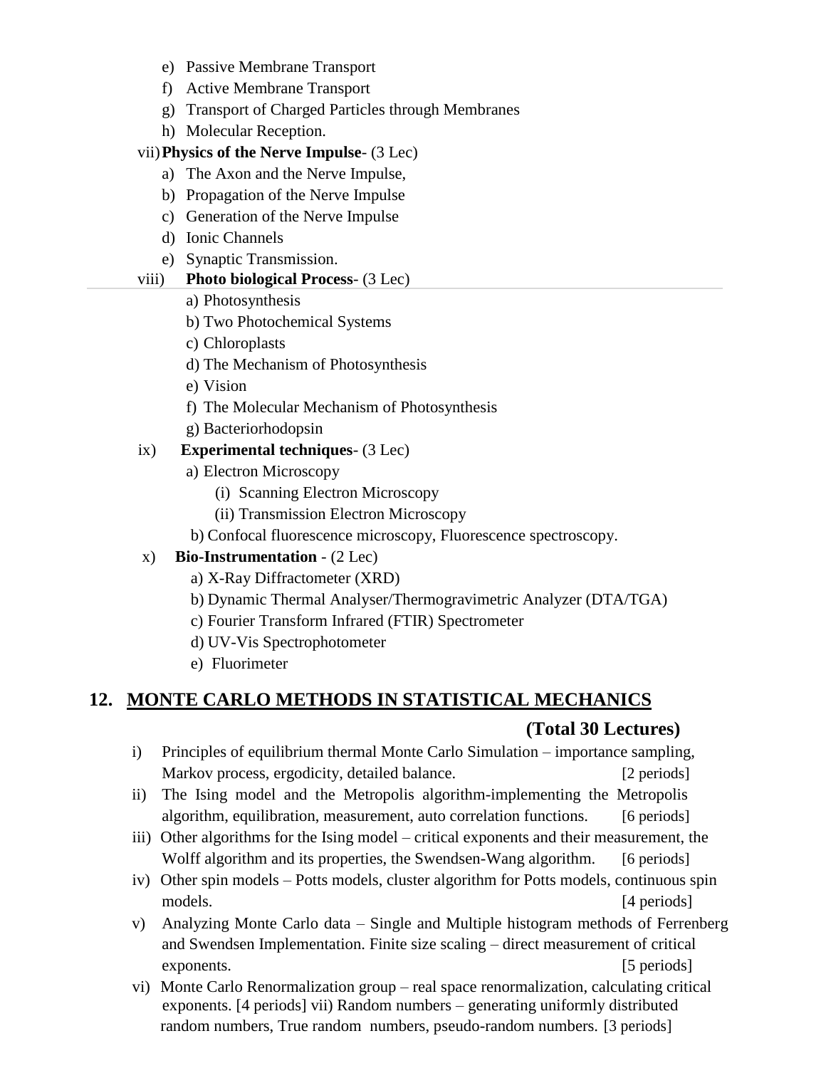- e) Passive Membrane Transport
- f) Active Membrane Transport
- g) Transport of Charged Particles through Membranes
- h) Molecular Reception.

vii) **Physics of the Nerve Impulse**- (3 Lec)

- a) The Axon and the Nerve Impulse,
- b) Propagation of the Nerve Impulse
- c) Generation of the Nerve Impulse
- d) Ionic Channels
- e) Synaptic Transmission.

viii) **Photo biological Process**- (3 Lec)

- a) Photosynthesis
- b) Two Photochemical Systems
- c) Chloroplasts
- d) The Mechanism of Photosynthesis
- e) Vision
- f) The Molecular Mechanism of Photosynthesis
- g) Bacteriorhodopsin

ix) **Experimental techniques**- (3 Lec)

- a) Electron Microscopy
  - (i) Scanning Electron Microscopy
  - (ii) Transmission Electron Microscopy
- b) Confocal fluorescence microscopy, Fluorescence spectroscopy.

x) **Bio-Instrumentation** - (2 Lec)

- a) X-Ray Diffractometer (XRD)
- b) Dynamic Thermal Analyser/Thermogravimetric Analyzer (DTA/TGA)
- c) Fourier Transform Infrared (FTIR) Spectrometer
- d) UV-Vis Spectrophotometer
- e) Fluorimeter

## 12. MONTE CARLO METHODS IN STATISTICAL MECHANICS

**(Total 30 Lectures)**

- i) Principles of equilibrium thermal Monte Carlo Simulation – importance sampling, Markov process, ergodicity, detailed balance. [2 periods]
- ii) The Ising model and the Metropolis algorithm-implementing the Metropolis algorithm, equilibration, measurement, auto correlation functions. [6 periods]
- iii) Other algorithms for the Ising model – critical exponents and their measurement, the Wolff algorithm and its properties, the Swendsen-Wang algorithm. [6 periods]
- iv) Other spin models – Potts models, cluster algorithm for Potts models, continuous spin models. [4 periods]
- v) Analyzing Monte Carlo data – Single and Multiple histogram methods of Ferrenberg and Swendsen Implementation. Finite size scaling – direct measurement of critical exponents. [5 periods]
- vi) Monte Carlo Renormalization group – real space renormalization, calculating critical exponents. [4 periods] vii) Random numbers – generating uniformly distributed random numbers, True random numbers, pseudo-random numbers. [3 periods]